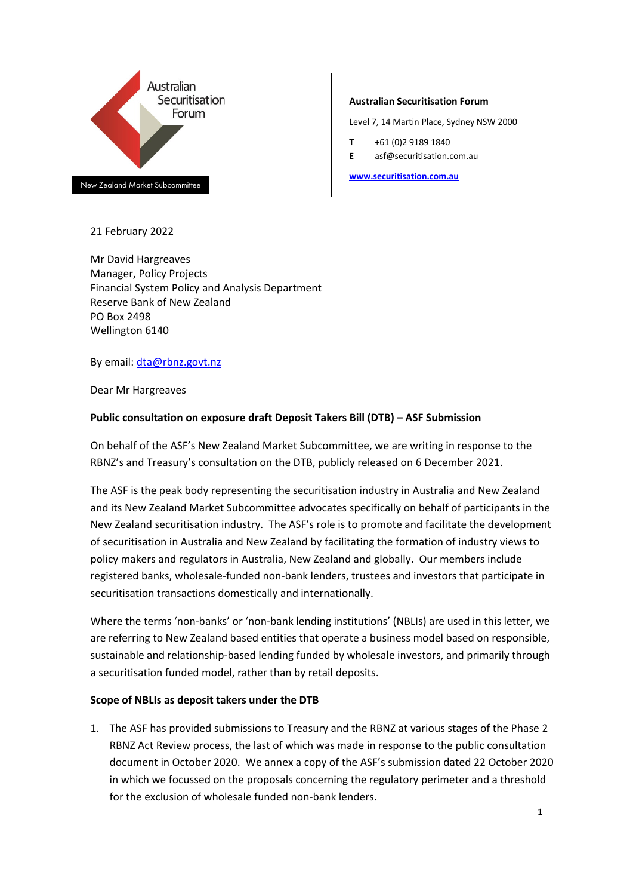Australian Securitisation Forum

New Zealand Market Subcommittee

**Australian Securitisation Forum**

Level 7, 14 Martin Place, Sydney NSW 2000

**T** +61 (0)2 9189 1840
**E** asf@securitisation.com.au

**www.securitisation.com.au**

21 February 2022

Mr David Hargreaves
Manager, Policy Projects
Financial System Policy and Analysis Department
Reserve Bank of New Zealand
PO Box 2498
Wellington 6140

By email: dta@rbnz.govt.nz

Dear Mr Hargreaves

**Public consultation on exposure draft Deposit Takers Bill (DTB) – ASF Submission**

On behalf of the ASF's New Zealand Market Subcommittee, we are writing in response to the RBNZ's and Treasury's consultation on the DTB, publicly released on 6 December 2021.

The ASF is the peak body representing the securitisation industry in Australia and New Zealand and its New Zealand Market Subcommittee advocates specifically on behalf of participants in the New Zealand securitisation industry. The ASF's role is to promote and facilitate the development of securitisation in Australia and New Zealand by facilitating the formation of industry views to policy makers and regulators in Australia, New Zealand and globally. Our members include registered banks, wholesale-funded non-bank lenders, trustees and investors that participate in securitisation transactions domestically and internationally.

Where the terms 'non-banks' or 'non-bank lending institutions' (NBLIs) are used in this letter, we are referring to New Zealand based entities that operate a business model based on responsible, sustainable and relationship-based lending funded by wholesale investors, and primarily through a securitisation funded model, rather than by retail deposits.

**Scope of NBLIs as deposit takers under the DTB**

1. The ASF has provided submissions to Treasury and the RBNZ at various stages of the Phase 2 RBNZ Act Review process, the last of which was made in response to the public consultation document in October 2020. We annex a copy of the ASF's submission dated 22 October 2020 in which we focussed on the proposals concerning the regulatory perimeter and a threshold for the exclusion of wholesale funded non-bank lenders.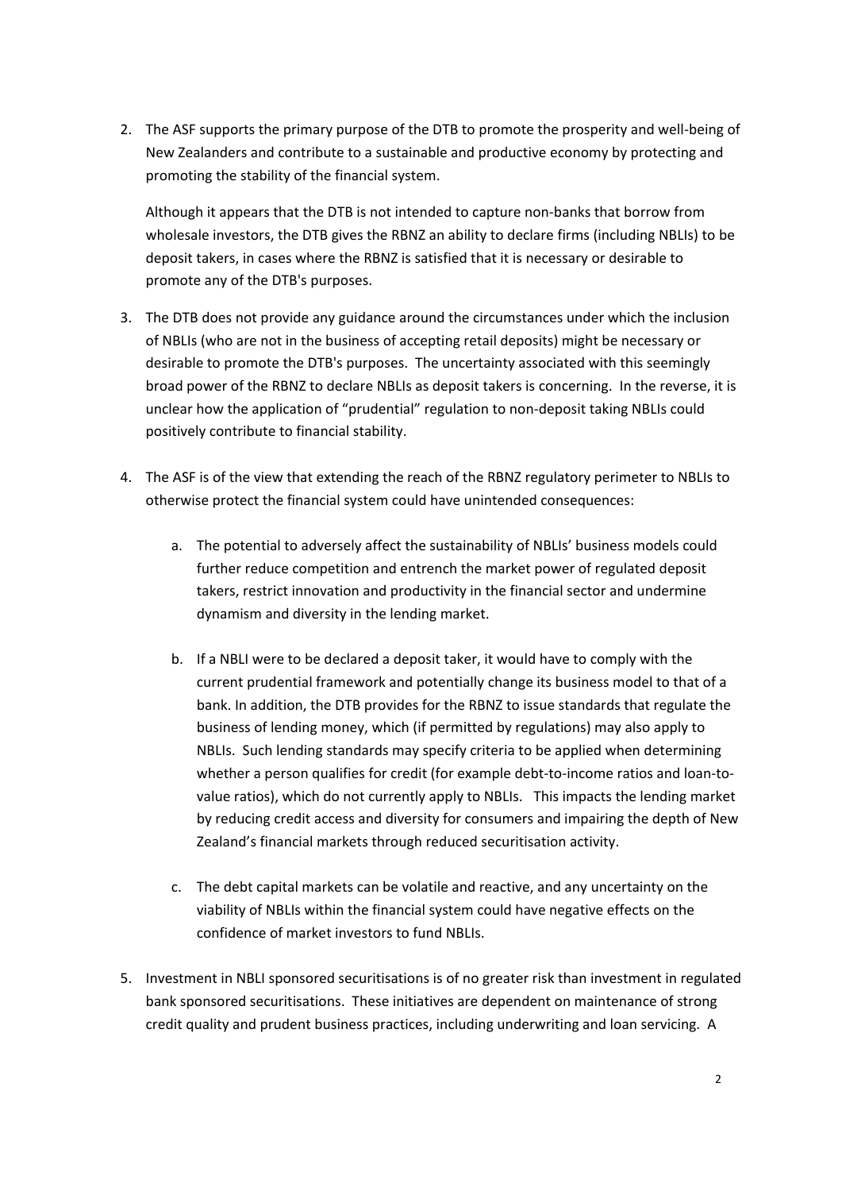2. The ASF supports the primary purpose of the DTB to promote the prosperity and well-being of New Zealanders and contribute to a sustainable and productive economy by protecting and promoting the stability of the financial system.

   Although it appears that the DTB is not intended to capture non-banks that borrow from wholesale investors, the DTB gives the RBNZ an ability to declare firms (including NBLIs) to be deposit takers, in cases where the RBNZ is satisfied that it is necessary or desirable to promote any of the DTB's purposes.

3. The DTB does not provide any guidance around the circumstances under which the inclusion of NBLIs (who are not in the business of accepting retail deposits) might be necessary or desirable to promote the DTB's purposes. The uncertainty associated with this seemingly broad power of the RBNZ to declare NBLIs as deposit takers is concerning. In the reverse, it is unclear how the application of "prudential" regulation to non-deposit taking NBLIs could positively contribute to financial stability.

4. The ASF is of the view that extending the reach of the RBNZ regulatory perimeter to NBLIs to otherwise protect the financial system could have unintended consequences:

   a. The potential to adversely affect the sustainability of NBLIs' business models could further reduce competition and entrench the market power of regulated deposit takers, restrict innovation and productivity in the financial sector and undermine dynamism and diversity in the lending market.

   b. If a NBLI were to be declared a deposit taker, it would have to comply with the current prudential framework and potentially change its business model to that of a bank. In addition, the DTB provides for the RBNZ to issue standards that regulate the business of lending money, which (if permitted by regulations) may also apply to NBLIs. Such lending standards may specify criteria to be applied when determining whether a person qualifies for credit (for example debt-to-income ratios and loan-to-value ratios), which do not currently apply to NBLIs. This impacts the lending market by reducing credit access and diversity for consumers and impairing the depth of New Zealand's financial markets through reduced securitisation activity.

   c. The debt capital markets can be volatile and reactive, and any uncertainty on the viability of NBLIs within the financial system could have negative effects on the confidence of market investors to fund NBLIs.

5. Investment in NBLI sponsored securitisations is of no greater risk than investment in regulated bank sponsored securitisations. These initiatives are dependent on maintenance of strong credit quality and prudent business practices, including underwriting and loan servicing. A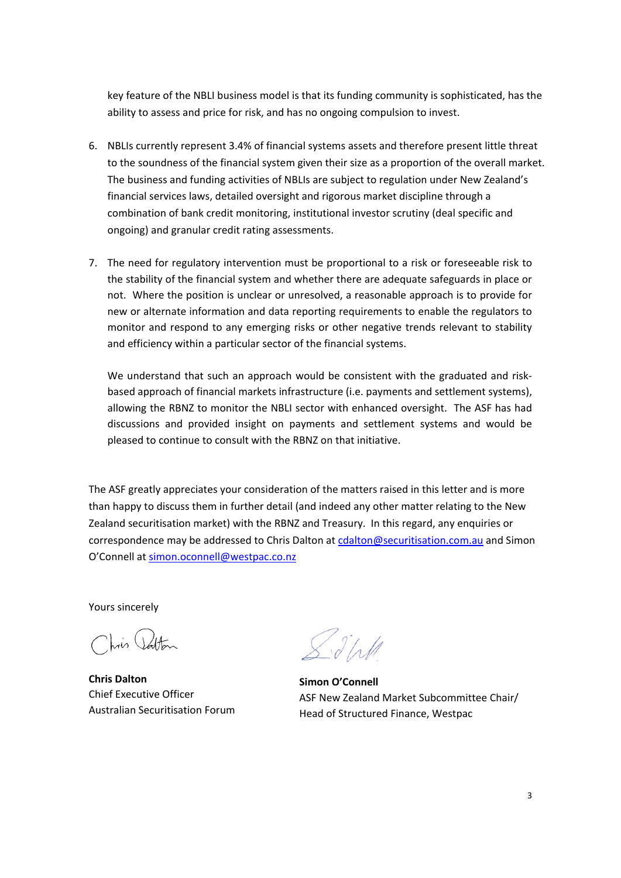key feature of the NBLI business model is that its funding community is sophisticated, has the ability to assess and price for risk, and has no ongoing compulsion to invest.

6. NBLIs currently represent 3.4% of financial systems assets and therefore present little threat to the soundness of the financial system given their size as a proportion of the overall market. The business and funding activities of NBLIs are subject to regulation under New Zealand's financial services laws, detailed oversight and rigorous market discipline through a combination of bank credit monitoring, institutional investor scrutiny (deal specific and ongoing) and granular credit rating assessments.

7. The need for regulatory intervention must be proportional to a risk or foreseeable risk to the stability of the financial system and whether there are adequate safeguards in place or not. Where the position is unclear or unresolved, a reasonable approach is to provide for new or alternate information and data reporting requirements to enable the regulators to monitor and respond to any emerging risks or other negative trends relevant to stability and efficiency within a particular sector of the financial systems.

   We understand that such an approach would be consistent with the graduated and risk-based approach of financial markets infrastructure (i.e. payments and settlement systems), allowing the RBNZ to monitor the NBLI sector with enhanced oversight. The ASF has had discussions and provided insight on payments and settlement systems and would be pleased to continue to consult with the RBNZ on that initiative.

The ASF greatly appreciates your consideration of the matters raised in this letter and is more than happy to discuss them in further detail (and indeed any other matter relating to the New Zealand securitisation market) with the RBNZ and Treasury. In this regard, any enquiries or correspondence may be addressed to Chris Dalton at cdalton@securitisation.com.au and Simon O'Connell at simon.oconnell@westpac.co.nz

Yours sincerely

**Chris Dalton**
Chief Executive Officer
Australian Securitisation Forum

**Simon O'Connell**
ASF New Zealand Market Subcommittee Chair/
Head of Structured Finance, Westpac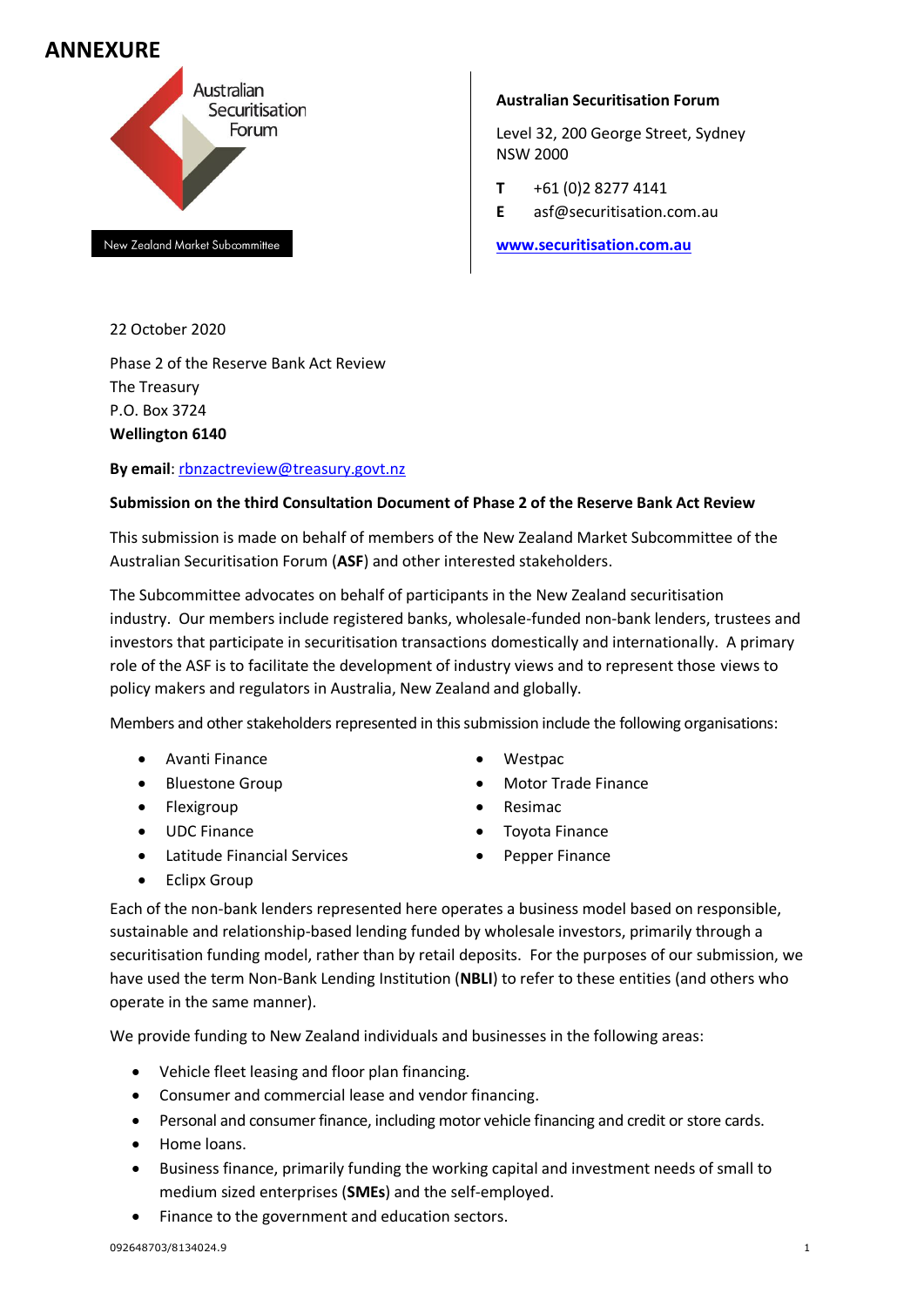# ANNEXURE

Australian Securitisation Forum

New Zealand Market Subcommittee

**Australian Securitisation Forum**

Level 32, 200 George Street, Sydney NSW 2000

**T** +61 (0)2 8277 4141
**E** asf@securitisation.com.au

**www.securitisation.com.au**

22 October 2020

Phase 2 of the Reserve Bank Act Review
The Treasury
P.O. Box 3724
**Wellington 6140**

**By email**: rbnzactreview@treasury.govt.nz

**Submission on the third Consultation Document of Phase 2 of the Reserve Bank Act Review**

This submission is made on behalf of members of the New Zealand Market Subcommittee of the Australian Securitisation Forum (**ASF**) and other interested stakeholders.

The Subcommittee advocates on behalf of participants in the New Zealand securitisation industry. Our members include registered banks, wholesale-funded non-bank lenders, trustees and investors that participate in securitisation transactions domestically and internationally. A primary role of the ASF is to facilitate the development of industry views and to represent those views to policy makers and regulators in Australia, New Zealand and globally.

Members and other stakeholders represented in this submission include the following organisations:

- Avanti Finance
- Bluestone Group
- Flexigroup
- UDC Finance
- Latitude Financial Services
- Eclipx Group
- Westpac
- Motor Trade Finance
- Resimac
- Toyota Finance
- Pepper Finance

Each of the non-bank lenders represented here operates a business model based on responsible, sustainable and relationship-based lending funded by wholesale investors, primarily through a securitisation funding model, rather than by retail deposits. For the purposes of our submission, we have used the term Non-Bank Lending Institution (**NBLI**) to refer to these entities (and others who operate in the same manner).

We provide funding to New Zealand individuals and businesses in the following areas:

- Vehicle fleet leasing and floor plan financing.
- Consumer and commercial lease and vendor financing.
- Personal and consumer finance, including motor vehicle financing and credit or store cards.
- Home loans.
- Business finance, primarily funding the working capital and investment needs of small to medium sized enterprises (**SMEs**) and the self-employed.
- Finance to the government and education sectors.

092648703/8134024.9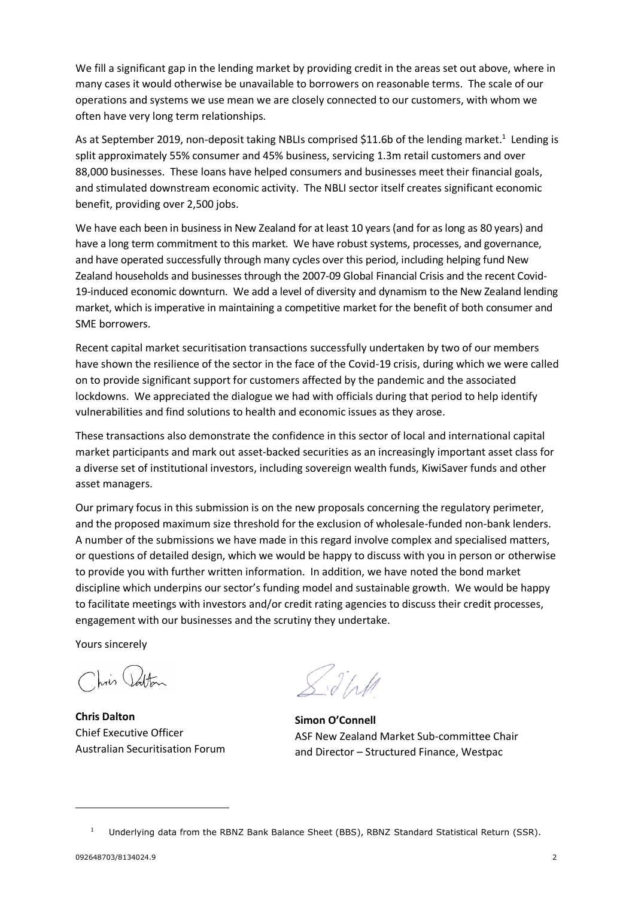We fill a significant gap in the lending market by providing credit in the areas set out above, where in many cases it would otherwise be unavailable to borrowers on reasonable terms. The scale of our operations and systems we use mean we are closely connected to our customers, with whom we often have very long term relationships.

As at September 2019, non-deposit taking NBLIs comprised $11.6b of the lending market.[1] Lending is split approximately 55% consumer and 45% business, servicing 1.3m retail customers and over 88,000 businesses. These loans have helped consumers and businesses meet their financial goals, and stimulated downstream economic activity. The NBLI sector itself creates significant economic benefit, providing over 2,500 jobs.

We have each been in business in New Zealand for at least 10 years (and for as long as 80 years) and have a long term commitment to this market. We have robust systems, processes, and governance, and have operated successfully through many cycles over this period, including helping fund New Zealand households and businesses through the 2007-09 Global Financial Crisis and the recent Covid-19-induced economic downturn. We add a level of diversity and dynamism to the New Zealand lending market, which is imperative in maintaining a competitive market for the benefit of both consumer and SME borrowers.

Recent capital market securitisation transactions successfully undertaken by two of our members have shown the resilience of the sector in the face of the Covid-19 crisis, during which we were called on to provide significant support for customers affected by the pandemic and the associated lockdowns. We appreciated the dialogue we had with officials during that period to help identify vulnerabilities and find solutions to health and economic issues as they arose.

These transactions also demonstrate the confidence in this sector of local and international capital market participants and mark out asset-backed securities as an increasingly important asset class for a diverse set of institutional investors, including sovereign wealth funds, KiwiSaver funds and other asset managers.

Our primary focus in this submission is on the new proposals concerning the regulatory perimeter, and the proposed maximum size threshold for the exclusion of wholesale-funded non-bank lenders. A number of the submissions we have made in this regard involve complex and specialised matters, or questions of detailed design, which we would be happy to discuss with you in person or otherwise to provide you with further written information. In addition, we have noted the bond market discipline which underpins our sector's funding model and sustainable growth. We would be happy to facilitate meetings with investors and/or credit rating agencies to discuss their credit processes, engagement with our businesses and the scrutiny they undertake.

Yours sincerely

**Chris Dalton**
Chief Executive Officer
Australian Securitisation Forum

**Simon O'Connell**
ASF New Zealand Market Sub-committee Chair
and Director – Structured Finance, Westpac

---

[1] Underlying data from the RBNZ Bank Balance Sheet (BBS), RBNZ Standard Statistical Return (SSR).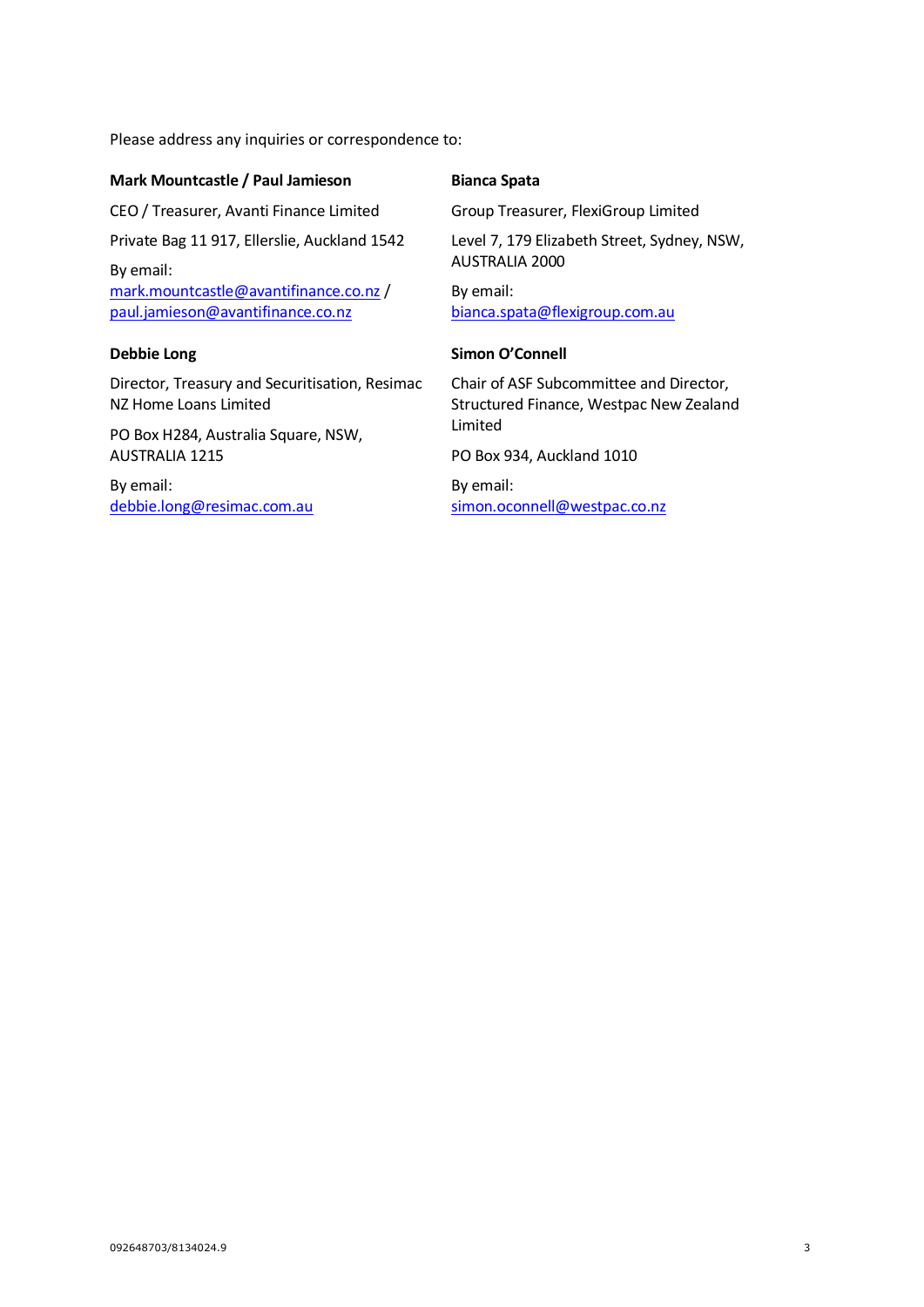Please address any inquiries or correspondence to:

**Mark Mountcastle / Paul Jamieson**

CEO / Treasurer, Avanti Finance Limited

Private Bag 11 917, Ellerslie, Auckland 1542

By email:
mark.mountcastle@avantifinance.co.nz /
paul.jamieson@avantifinance.co.nz

**Bianca Spata**

Group Treasurer, FlexiGroup Limited

Level 7, 179 Elizabeth Street, Sydney, NSW, AUSTRALIA 2000

By email:
bianca.spata@flexigroup.com.au

**Debbie Long**

Director, Treasury and Securitisation, Resimac NZ Home Loans Limited

PO Box H284, Australia Square, NSW, AUSTRALIA 1215

By email:
debbie.long@resimac.com.au

**Simon O'Connell**

Chair of ASF Subcommittee and Director, Structured Finance, Westpac New Zealand Limited

PO Box 934, Auckland 1010

By email:
simon.oconnell@westpac.co.nz

092648703/8134024.9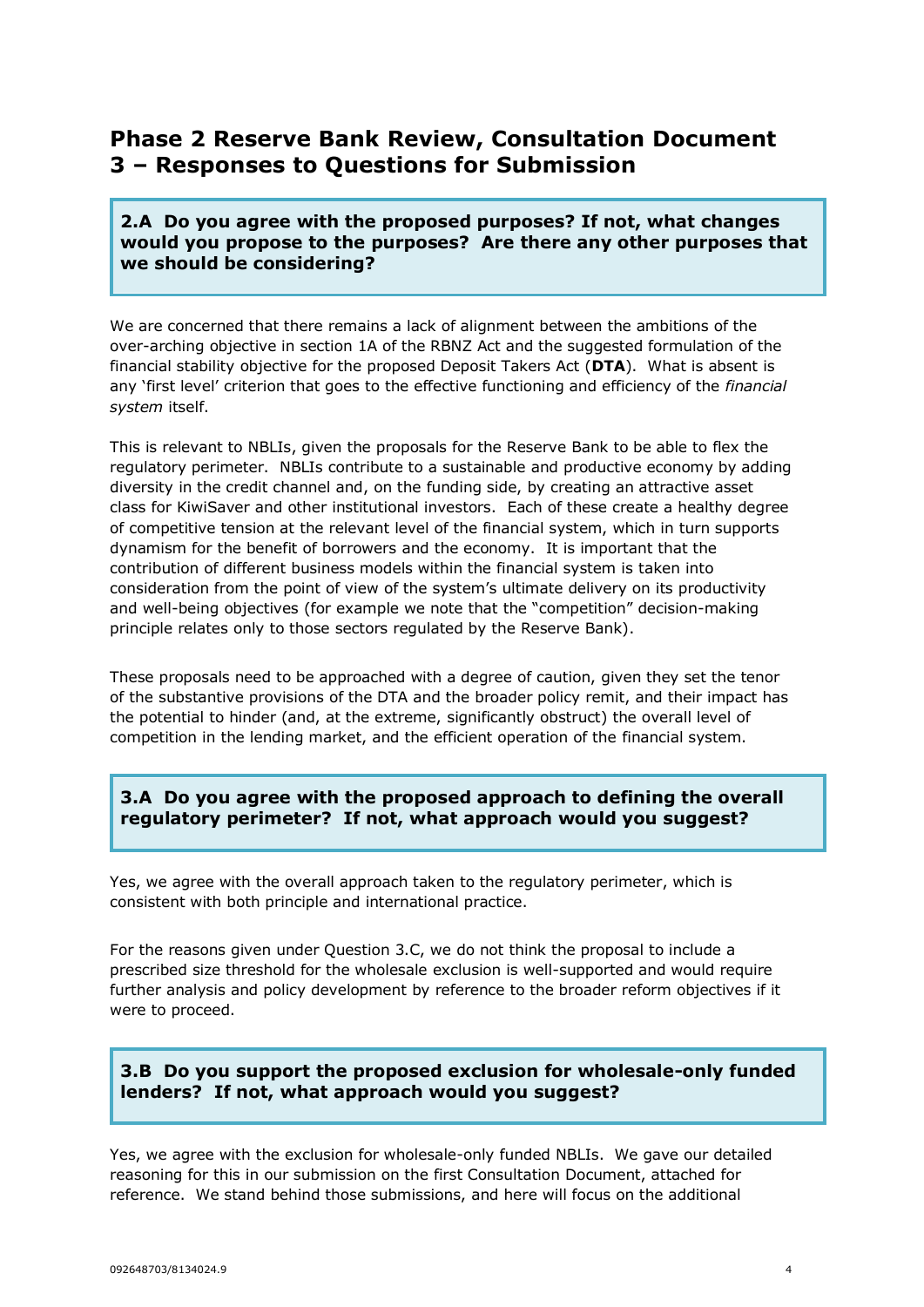# Phase 2 Reserve Bank Review, Consultation Document 3 – Responses to Questions for Submission

**2.A Do you agree with the proposed purposes? If not, what changes would you propose to the purposes? Are there any other purposes that we should be considering?**

We are concerned that there remains a lack of alignment between the ambitions of the over-arching objective in section 1A of the RBNZ Act and the suggested formulation of the financial stability objective for the proposed Deposit Takers Act (**DTA**). What is absent is any 'first level' criterion that goes to the effective functioning and efficiency of the *financial system* itself.

This is relevant to NBLIs, given the proposals for the Reserve Bank to be able to flex the regulatory perimeter. NBLIs contribute to a sustainable and productive economy by adding diversity in the credit channel and, on the funding side, by creating an attractive asset class for KiwiSaver and other institutional investors. Each of these create a healthy degree of competitive tension at the relevant level of the financial system, which in turn supports dynamism for the benefit of borrowers and the economy. It is important that the contribution of different business models within the financial system is taken into consideration from the point of view of the system's ultimate delivery on its productivity and well-being objectives (for example we note that the "competition" decision-making principle relates only to those sectors regulated by the Reserve Bank).

These proposals need to be approached with a degree of caution, given they set the tenor of the substantive provisions of the DTA and the broader policy remit, and their impact has the potential to hinder (and, at the extreme, significantly obstruct) the overall level of competition in the lending market, and the efficient operation of the financial system.

**3.A Do you agree with the proposed approach to defining the overall regulatory perimeter? If not, what approach would you suggest?**

Yes, we agree with the overall approach taken to the regulatory perimeter, which is consistent with both principle and international practice.

For the reasons given under Question 3.C, we do not think the proposal to include a prescribed size threshold for the wholesale exclusion is well-supported and would require further analysis and policy development by reference to the broader reform objectives if it were to proceed.

**3.B Do you support the proposed exclusion for wholesale-only funded lenders? If not, what approach would you suggest?**

Yes, we agree with the exclusion for wholesale-only funded NBLIs. We gave our detailed reasoning for this in our submission on the first Consultation Document, attached for reference. We stand behind those submissions, and here will focus on the additional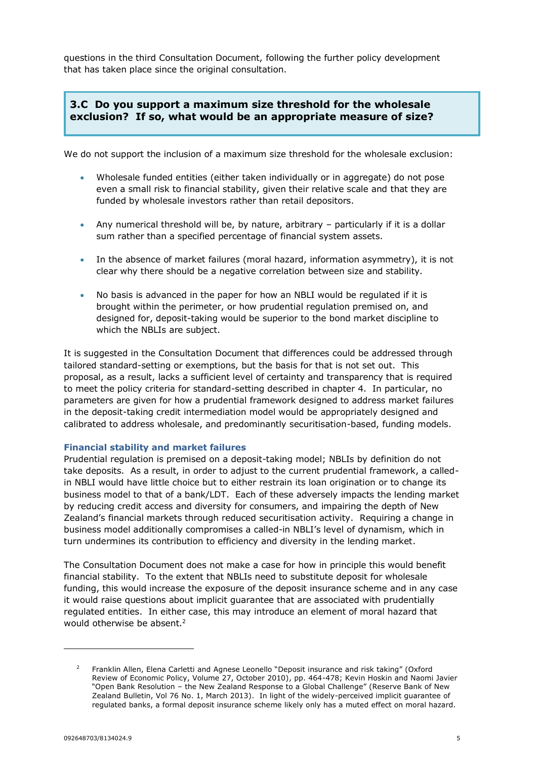questions in the third Consultation Document, following the further policy development that has taken place since the original consultation.

### 3.C Do you support a maximum size threshold for the wholesale exclusion? If so, what would be an appropriate measure of size?

We do not support the inclusion of a maximum size threshold for the wholesale exclusion:

- Wholesale funded entities (either taken individually or in aggregate) do not pose even a small risk to financial stability, given their relative scale and that they are funded by wholesale investors rather than retail depositors.
- Any numerical threshold will be, by nature, arbitrary – particularly if it is a dollar sum rather than a specified percentage of financial system assets.
- In the absence of market failures (moral hazard, information asymmetry), it is not clear why there should be a negative correlation between size and stability.
- No basis is advanced in the paper for how an NBLI would be regulated if it is brought within the perimeter, or how prudential regulation premised on, and designed for, deposit-taking would be superior to the bond market discipline to which the NBLIs are subject.

It is suggested in the Consultation Document that differences could be addressed through tailored standard-setting or exemptions, but the basis for that is not set out. This proposal, as a result, lacks a sufficient level of certainty and transparency that is required to meet the policy criteria for standard-setting described in chapter 4. In particular, no parameters are given for how a prudential framework designed to address market failures in the deposit-taking credit intermediation model would be appropriately designed and calibrated to address wholesale, and predominantly securitisation-based, funding models.

#### Financial stability and market failures

Prudential regulation is premised on a deposit-taking model; NBLIs by definition do not take deposits. As a result, in order to adjust to the current prudential framework, a called-in NBLI would have little choice but to either restrain its loan origination or to change its business model to that of a bank/LDT. Each of these adversely impacts the lending market by reducing credit access and diversity for consumers, and impairing the depth of New Zealand's financial markets through reduced securitisation activity. Requiring a change in business model additionally compromises a called-in NBLI's level of dynamism, which in turn undermines its contribution to efficiency and diversity in the lending market.

The Consultation Document does not make a case for how in principle this would benefit financial stability. To the extent that NBLIs need to substitute deposit for wholesale funding, this would increase the exposure of the deposit insurance scheme and in any case it would raise questions about implicit guarantee that are associated with prudentially regulated entities. In either case, this may introduce an element of moral hazard that would otherwise be absent.[2]

---

[2] Franklin Allen, Elena Carletti and Agnese Leonello "Deposit insurance and risk taking" (Oxford Review of Economic Policy, Volume 27, October 2010), pp. 464-478; Kevin Hoskin and Naomi Javier "Open Bank Resolution – the New Zealand Response to a Global Challenge" (Reserve Bank of New Zealand Bulletin, Vol 76 No. 1, March 2013). In light of the widely-perceived implicit guarantee of regulated banks, a formal deposit insurance scheme likely only has a muted effect on moral hazard.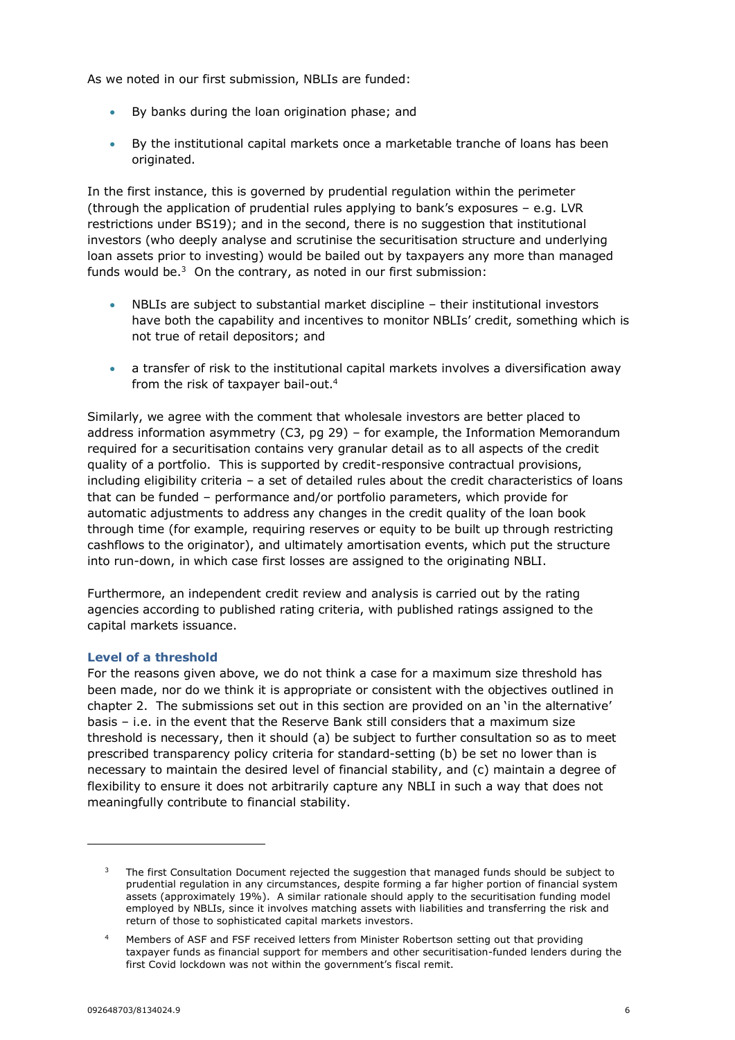As we noted in our first submission, NBLIs are funded:

- By banks during the loan origination phase; and
- By the institutional capital markets once a marketable tranche of loans has been originated.

In the first instance, this is governed by prudential regulation within the perimeter (through the application of prudential rules applying to bank's exposures – e.g. LVR restrictions under BS19); and in the second, there is no suggestion that institutional investors (who deeply analyse and scrutinise the securitisation structure and underlying loan assets prior to investing) would be bailed out by taxpayers any more than managed funds would be.[3] On the contrary, as noted in our first submission:

- NBLIs are subject to substantial market discipline – their institutional investors have both the capability and incentives to monitor NBLIs' credit, something which is not true of retail depositors; and
- a transfer of risk to the institutional capital markets involves a diversification away from the risk of taxpayer bail-out.[4]

Similarly, we agree with the comment that wholesale investors are better placed to address information asymmetry (C3, pg 29) – for example, the Information Memorandum required for a securitisation contains very granular detail as to all aspects of the credit quality of a portfolio. This is supported by credit-responsive contractual provisions, including eligibility criteria – a set of detailed rules about the credit characteristics of loans that can be funded – performance and/or portfolio parameters, which provide for automatic adjustments to address any changes in the credit quality of the loan book through time (for example, requiring reserves or equity to be built up through restricting cashflows to the originator), and ultimately amortisation events, which put the structure into run-down, in which case first losses are assigned to the originating NBLI.

Furthermore, an independent credit review and analysis is carried out by the rating agencies according to published rating criteria, with published ratings assigned to the capital markets issuance.

### Level of a threshold

For the reasons given above, we do not think a case for a maximum size threshold has been made, nor do we think it is appropriate or consistent with the objectives outlined in chapter 2. The submissions set out in this section are provided on an 'in the alternative' basis – i.e. in the event that the Reserve Bank still considers that a maximum size threshold is necessary, then it should (a) be subject to further consultation so as to meet prescribed transparency policy criteria for standard-setting (b) be set no lower than is necessary to maintain the desired level of financial stability, and (c) maintain a degree of flexibility to ensure it does not arbitrarily capture any NBLI in such a way that does not meaningfully contribute to financial stability.

---

[3] The first Consultation Document rejected the suggestion that managed funds should be subject to prudential regulation in any circumstances, despite forming a far higher portion of financial system assets (approximately 19%). A similar rationale should apply to the securitisation funding model employed by NBLIs, since it involves matching assets with liabilities and transferring the risk and return of those to sophisticated capital markets investors.

[4] Members of ASF and FSF received letters from Minister Robertson setting out that providing taxpayer funds as financial support for members and other securitisation-funded lenders during the first Covid lockdown was not within the government's fiscal remit.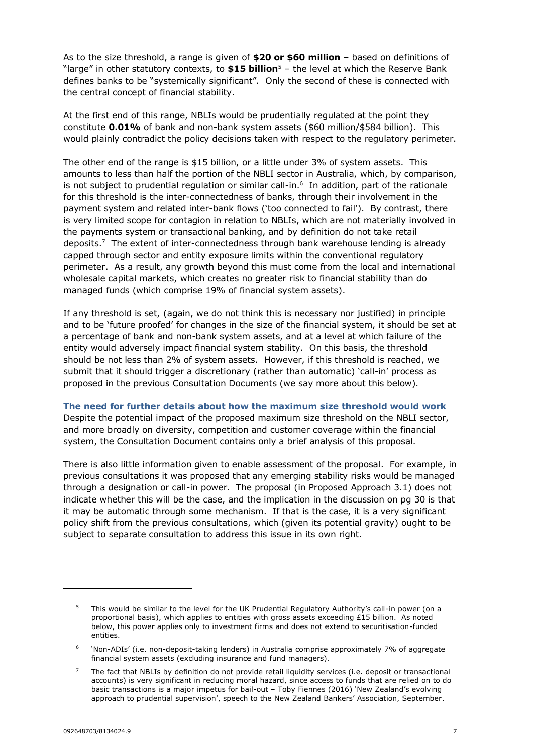As to the size threshold, a range is given of **$20 or $60 million** – based on definitions of "large" in other statutory contexts, to **$15 billion**[5] – the level at which the Reserve Bank defines banks to be "systemically significant". Only the second of these is connected with the central concept of financial stability.

At the first end of this range, NBLIs would be prudentially regulated at the point they constitute **0.01%** of bank and non-bank system assets ($60 million/$584 billion). This would plainly contradict the policy decisions taken with respect to the regulatory perimeter.

The other end of the range is $15 billion, or a little under 3% of system assets. This amounts to less than half the portion of the NBLI sector in Australia, which, by comparison, is not subject to prudential regulation or similar call-in.[6] In addition, part of the rationale for this threshold is the inter-connectedness of banks, through their involvement in the payment system and related inter-bank flows ('too connected to fail'). By contrast, there is very limited scope for contagion in relation to NBLIs, which are not materially involved in the payments system or transactional banking, and by definition do not take retail deposits.[7] The extent of inter-connectedness through bank warehouse lending is already capped through sector and entity exposure limits within the conventional regulatory perimeter. As a result, any growth beyond this must come from the local and international wholesale capital markets, which creates no greater risk to financial stability than do managed funds (which comprise 19% of financial system assets).

If any threshold is set, (again, we do not think this is necessary nor justified) in principle and to be 'future proofed' for changes in the size of the financial system, it should be set at a percentage of bank and non-bank system assets, and at a level at which failure of the entity would adversely impact financial system stability. On this basis, the threshold should be not less than 2% of system assets. However, if this threshold is reached, we submit that it should trigger a discretionary (rather than automatic) 'call-in' process as proposed in the previous Consultation Documents (we say more about this below).

### The need for further details about how the maximum size threshold would work

Despite the potential impact of the proposed maximum size threshold on the NBLI sector, and more broadly on diversity, competition and customer coverage within the financial system, the Consultation Document contains only a brief analysis of this proposal.

There is also little information given to enable assessment of the proposal. For example, in previous consultations it was proposed that any emerging stability risks would be managed through a designation or call-in power. The proposal (in Proposed Approach 3.1) does not indicate whether this will be the case, and the implication in the discussion on pg 30 is that it may be automatic through some mechanism. If that is the case, it is a very significant policy shift from the previous consultations, which (given its potential gravity) ought to be subject to separate consultation to address this issue in its own right.

---

[5] This would be similar to the level for the UK Prudential Regulatory Authority's call-in power (on a proportional basis), which applies to entities with gross assets exceeding £15 billion. As noted below, this power applies only to investment firms and does not extend to securitisation-funded entities.

[6] 'Non-ADIs' (i.e. non-deposit-taking lenders) in Australia comprise approximately 7% of aggregate financial system assets (excluding insurance and fund managers).

[7] The fact that NBLIs by definition do not provide retail liquidity services (i.e. deposit or transactional accounts) is very significant in reducing moral hazard, since access to funds that are relied on to do basic transactions is a major impetus for bail-out – Toby Fiennes (2016) 'New Zealand's evolving approach to prudential supervision', speech to the New Zealand Bankers' Association, September.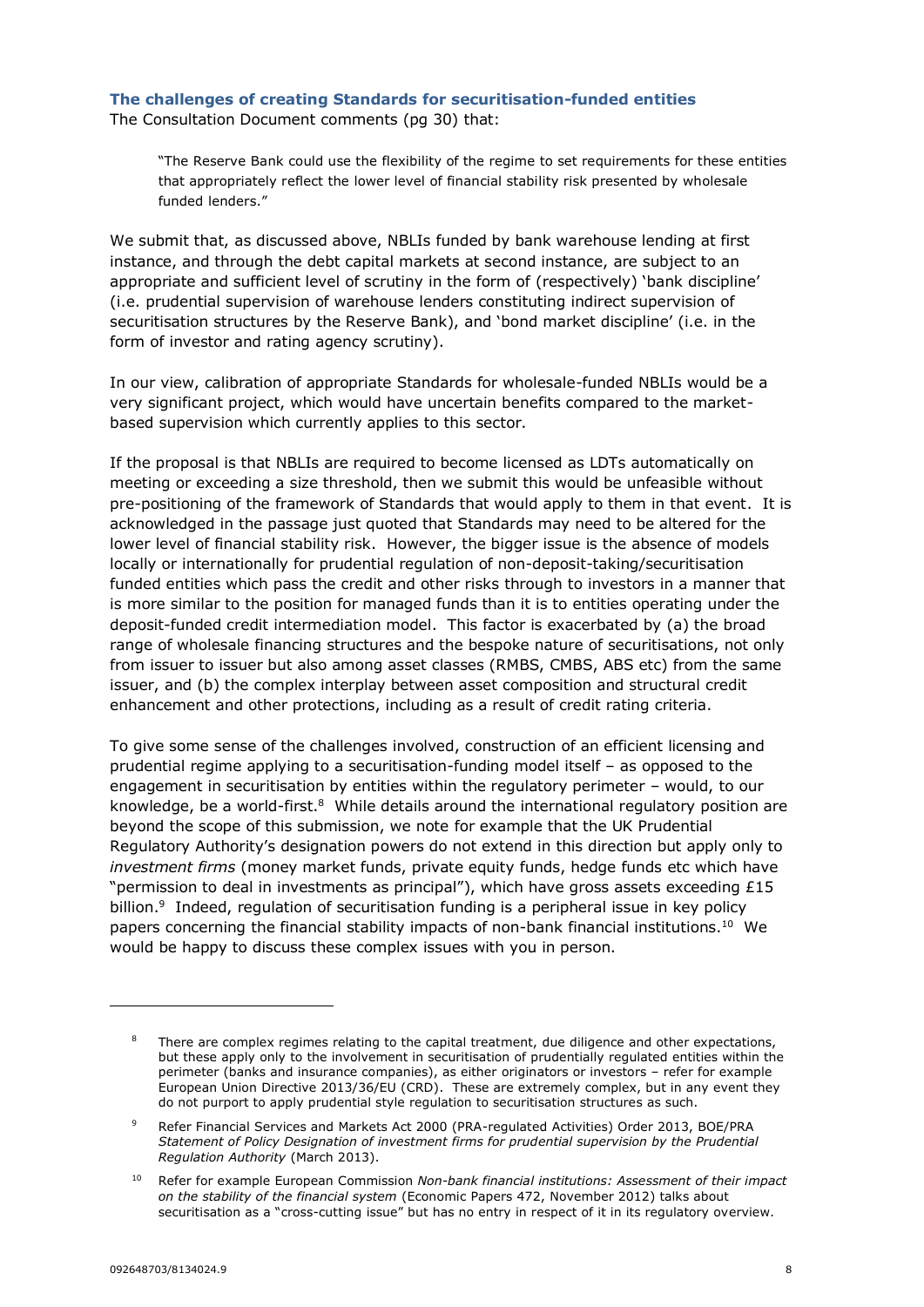### The challenges of creating Standards for securitisation-funded entities

The Consultation Document comments (pg 30) that:

> "The Reserve Bank could use the flexibility of the regime to set requirements for these entities that appropriately reflect the lower level of financial stability risk presented by wholesale funded lenders."

We submit that, as discussed above, NBLIs funded by bank warehouse lending at first instance, and through the debt capital markets at second instance, are subject to an appropriate and sufficient level of scrutiny in the form of (respectively) 'bank discipline' (i.e. prudential supervision of warehouse lenders constituting indirect supervision of securitisation structures by the Reserve Bank), and 'bond market discipline' (i.e. in the form of investor and rating agency scrutiny).

In our view, calibration of appropriate Standards for wholesale-funded NBLIs would be a very significant project, which would have uncertain benefits compared to the market-based supervision which currently applies to this sector.

If the proposal is that NBLIs are required to become licensed as LDTs automatically on meeting or exceeding a size threshold, then we submit this would be unfeasible without pre-positioning of the framework of Standards that would apply to them in that event. It is acknowledged in the passage just quoted that Standards may need to be altered for the lower level of financial stability risk. However, the bigger issue is the absence of models locally or internationally for prudential regulation of non-deposit-taking/securitisation funded entities which pass the credit and other risks through to investors in a manner that is more similar to the position for managed funds than it is to entities operating under the deposit-funded credit intermediation model. This factor is exacerbated by (a) the broad range of wholesale financing structures and the bespoke nature of securitisations, not only from issuer to issuer but also among asset classes (RMBS, CMBS, ABS etc) from the same issuer, and (b) the complex interplay between asset composition and structural credit enhancement and other protections, including as a result of credit rating criteria.

To give some sense of the challenges involved, construction of an efficient licensing and prudential regime applying to a securitisation-funding model itself – as opposed to the engagement in securitisation by entities within the regulatory perimeter – would, to our knowledge, be a world-first.[8] While details around the international regulatory position are beyond the scope of this submission, we note for example that the UK Prudential Regulatory Authority's designation powers do not extend in this direction but apply only to *investment firms* (money market funds, private equity funds, hedge funds etc which have "permission to deal in investments as principal"), which have gross assets exceeding £15 billion.[9] Indeed, regulation of securitisation funding is a peripheral issue in key policy papers concerning the financial stability impacts of non-bank financial institutions.[10] We would be happy to discuss these complex issues with you in person.

---

[8] There are complex regimes relating to the capital treatment, due diligence and other expectations, but these apply only to the involvement in securitisation of prudentially regulated entities within the perimeter (banks and insurance companies), as either originators or investors – refer for example European Union Directive 2013/36/EU (CRD). These are extremely complex, but in any event they do not purport to apply prudential style regulation to securitisation structures as such.

[9] Refer Financial Services and Markets Act 2000 (PRA-regulated Activities) Order 2013, BOE/PRA *Statement of Policy Designation of investment firms for prudential supervision by the Prudential Regulation Authority* (March 2013).

[10] Refer for example European Commission *Non-bank financial institutions: Assessment of their impact on the stability of the financial system* (Economic Papers 472, November 2012) talks about securitisation as a "cross-cutting issue" but has no entry in respect of it in its regulatory overview.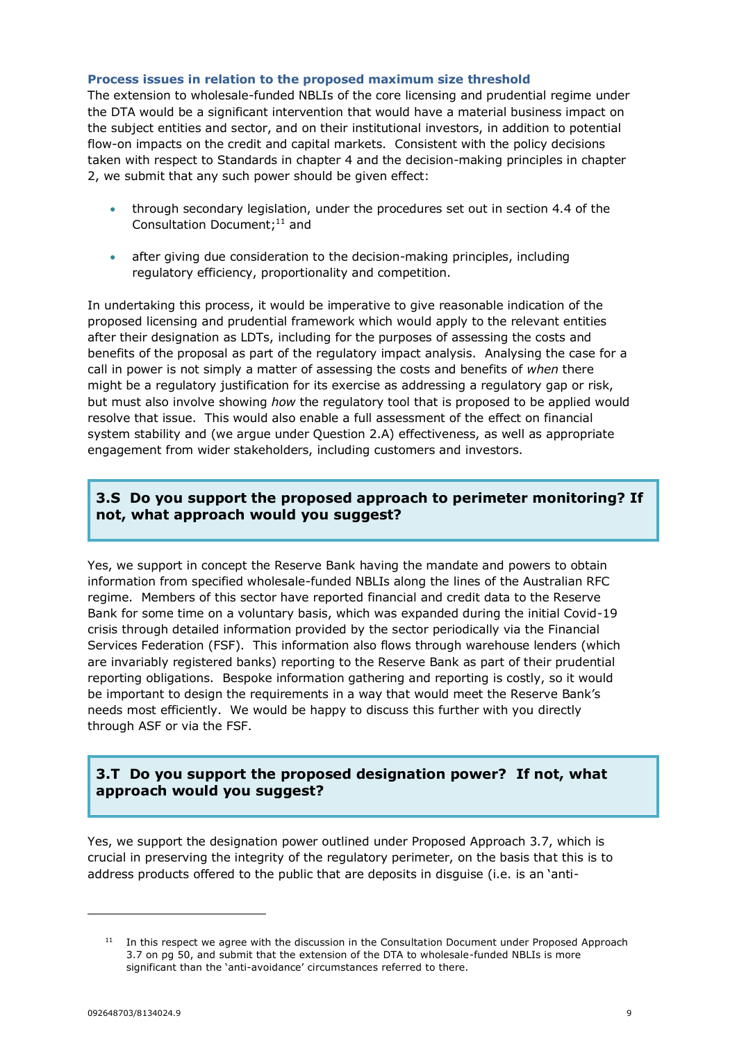### Process issues in relation to the proposed maximum size threshold

The extension to wholesale-funded NBLIs of the core licensing and prudential regime under the DTA would be a significant intervention that would have a material business impact on the subject entities and sector, and on their institutional investors, in addition to potential flow-on impacts on the credit and capital markets. Consistent with the policy decisions taken with respect to Standards in chapter 4 and the decision-making principles in chapter 2, we submit that any such power should be given effect:

- through secondary legislation, under the procedures set out in section 4.4 of the Consultation Document;[11] and
- after giving due consideration to the decision-making principles, including regulatory efficiency, proportionality and competition.

In undertaking this process, it would be imperative to give reasonable indication of the proposed licensing and prudential framework which would apply to the relevant entities after their designation as LDTs, including for the purposes of assessing the costs and benefits of the proposal as part of the regulatory impact analysis. Analysing the case for a call in power is not simply a matter of assessing the costs and benefits of *when* there might be a regulatory justification for its exercise as addressing a regulatory gap or risk, but must also involve showing *how* the regulatory tool that is proposed to be applied would resolve that issue. This would also enable a full assessment of the effect on financial system stability and (we argue under Question 2.A) effectiveness, as well as appropriate engagement from wider stakeholders, including customers and investors.

### 3.S Do you support the proposed approach to perimeter monitoring? If not, what approach would you suggest?

Yes, we support in concept the Reserve Bank having the mandate and powers to obtain information from specified wholesale-funded NBLIs along the lines of the Australian RFC regime. Members of this sector have reported financial and credit data to the Reserve Bank for some time on a voluntary basis, which was expanded during the initial Covid-19 crisis through detailed information provided by the sector periodically via the Financial Services Federation (FSF). This information also flows through warehouse lenders (which are invariably registered banks) reporting to the Reserve Bank as part of their prudential reporting obligations. Bespoke information gathering and reporting is costly, so it would be important to design the requirements in a way that would meet the Reserve Bank's needs most efficiently. We would be happy to discuss this further with you directly through ASF or via the FSF.

### 3.T Do you support the proposed designation power? If not, what approach would you suggest?

Yes, we support the designation power outlined under Proposed Approach 3.7, which is crucial in preserving the integrity of the regulatory perimeter, on the basis that this is to address products offered to the public that are deposits in disguise (i.e. is an 'anti-

---

[11] In this respect we agree with the discussion in the Consultation Document under Proposed Approach 3.7 on pg 50, and submit that the extension of the DTA to wholesale-funded NBLIs is more significant than the 'anti-avoidance' circumstances referred to there.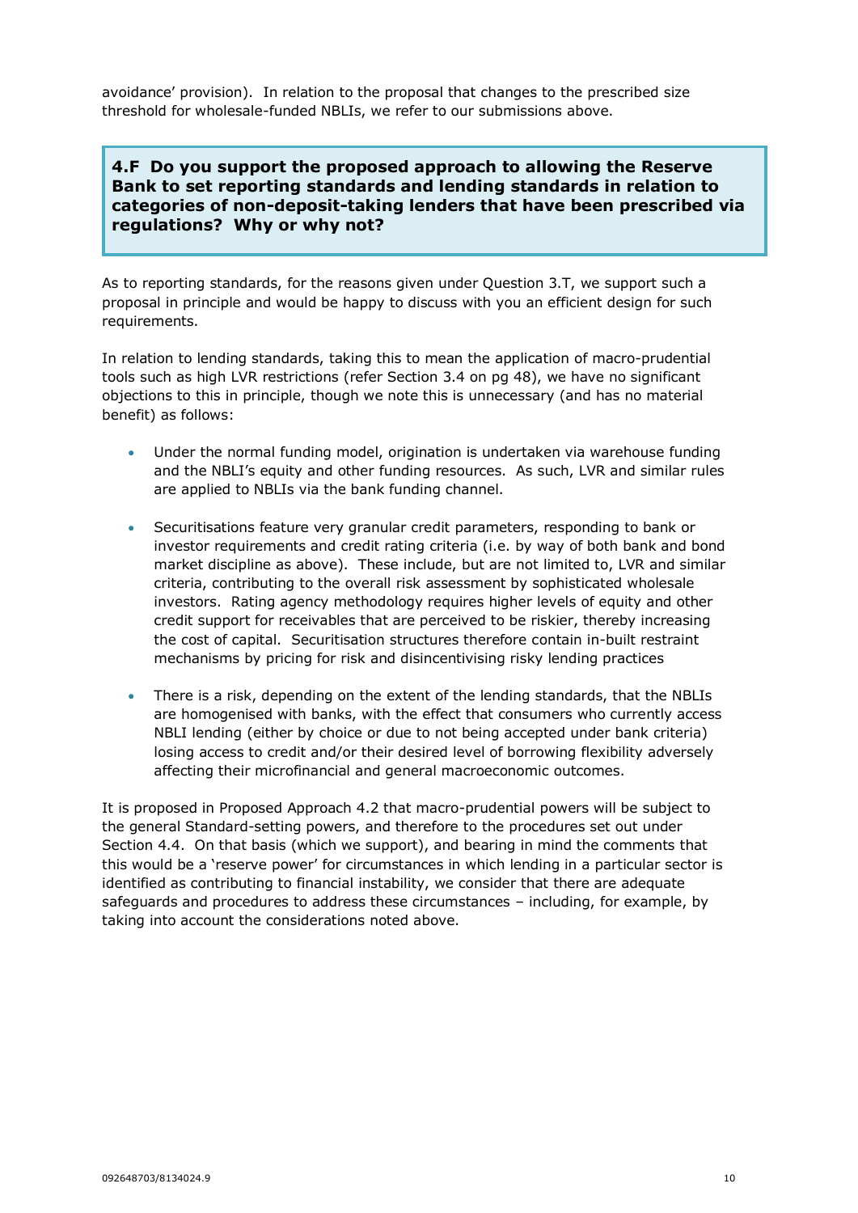avoidance' provision). In relation to the proposal that changes to the prescribed size threshold for wholesale-funded NBLIs, we refer to our submissions above.

> **4.F Do you support the proposed approach to allowing the Reserve Bank to set reporting standards and lending standards in relation to categories of non-deposit-taking lenders that have been prescribed via regulations? Why or why not?**

As to reporting standards, for the reasons given under Question 3.T, we support such a proposal in principle and would be happy to discuss with you an efficient design for such requirements.

In relation to lending standards, taking this to mean the application of macro-prudential tools such as high LVR restrictions (refer Section 3.4 on pg 48), we have no significant objections to this in principle, though we note this is unnecessary (and has no material benefit) as follows:

- Under the normal funding model, origination is undertaken via warehouse funding and the NBLI's equity and other funding resources. As such, LVR and similar rules are applied to NBLIs via the bank funding channel.
- Securitisations feature very granular credit parameters, responding to bank or investor requirements and credit rating criteria (i.e. by way of both bank and bond market discipline as above). These include, but are not limited to, LVR and similar criteria, contributing to the overall risk assessment by sophisticated wholesale investors. Rating agency methodology requires higher levels of equity and other credit support for receivables that are perceived to be riskier, thereby increasing the cost of capital. Securitisation structures therefore contain in-built restraint mechanisms by pricing for risk and disincentivising risky lending practices
- There is a risk, depending on the extent of the lending standards, that the NBLIs are homogenised with banks, with the effect that consumers who currently access NBLI lending (either by choice or due to not being accepted under bank criteria) losing access to credit and/or their desired level of borrowing flexibility adversely affecting their microfinancial and general macroeconomic outcomes.

It is proposed in Proposed Approach 4.2 that macro-prudential powers will be subject to the general Standard-setting powers, and therefore to the procedures set out under Section 4.4. On that basis (which we support), and bearing in mind the comments that this would be a 'reserve power' for circumstances in which lending in a particular sector is identified as contributing to financial instability, we consider that there are adequate safeguards and procedures to address these circumstances – including, for example, by taking into account the considerations noted above.